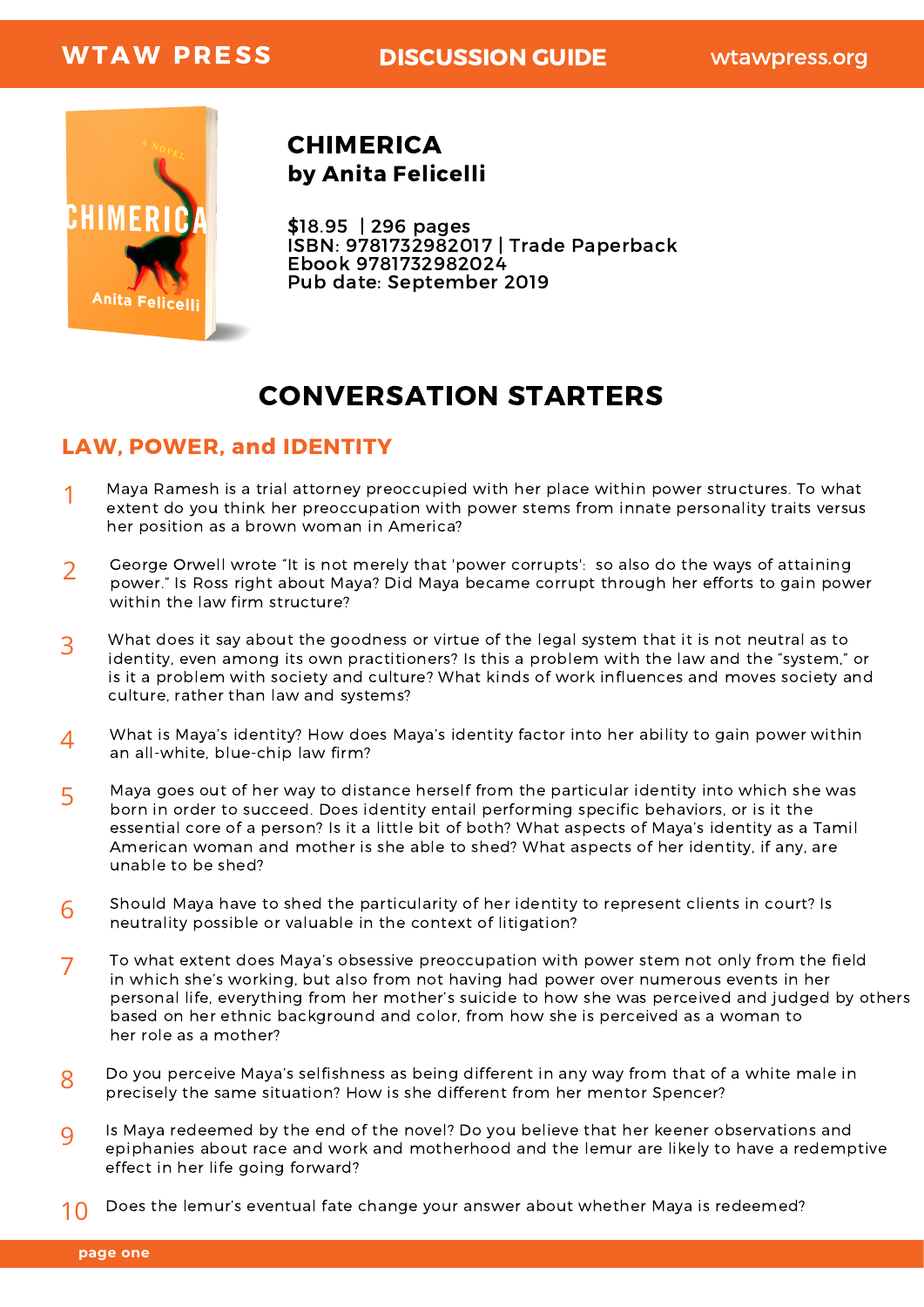WTAW PRESS | DISCUSSION GUIDE | wtawpress.org

# CHIMERICA
## by Anita Felicelli

$18.95 | 296 pages
ISBN: 9781732982017 | Trade Paperback
Ebook 9781732982024
Pub date: September 2019

## CONVERSATION STARTERS

### LAW, POWER, and IDENTITY

1. Maya Ramesh is a trial attorney preoccupied with her place within power structures. To what extent do you think her preoccupation with power stems from innate personality traits versus her position as a brown woman in America?

2. George Orwell wrote "It is not merely that 'power corrupts': so also do the ways of attaining power." Is Ross right about Maya? Did Maya became corrupt through her efforts to gain power within the law firm structure?

3. What does it say about the goodness or virtue of the legal system that it is not neutral as to identity, even among its own practitioners? Is this a problem with the law and the "system," or is it a problem with society and culture? What kinds of work influences and moves society and culture, rather than law and systems?

4. What is Maya's identity? How does Maya's identity factor into her ability to gain power within an all-white, blue-chip law firm?

5. Maya goes out of her way to distance herself from the particular identity into which she was born in order to succeed. Does identity entail performing specific behaviors, or is it the essential core of a person? Is it a little bit of both? What aspects of Maya's identity as a Tamil American woman and mother is she able to shed? What aspects of her identity, if any, are unable to be shed?

6. Should Maya have to shed the particularity of her identity to represent clients in court? Is neutrality possible or valuable in the context of litigation?

7. To what extent does Maya's obsessive preoccupation with power stem not only from the field in which she's working, but also from not having had power over numerous events in her personal life, everything from her mother's suicide to how she was perceived and judged by others based on her ethnic background and color, from how she is perceived as a woman to her role as a mother?

8. Do you perceive Maya's selfishness as being different in any way from that of a white male in precisely the same situation? How is she different from her mentor Spencer?

9. Is Maya redeemed by the end of the novel? Do you believe that her keener observations and epiphanies about race and work and motherhood and the lemur are likely to have a redemptive effect in her life going forward?

10. Does the lemur's eventual fate change your answer about whether Maya is redeemed?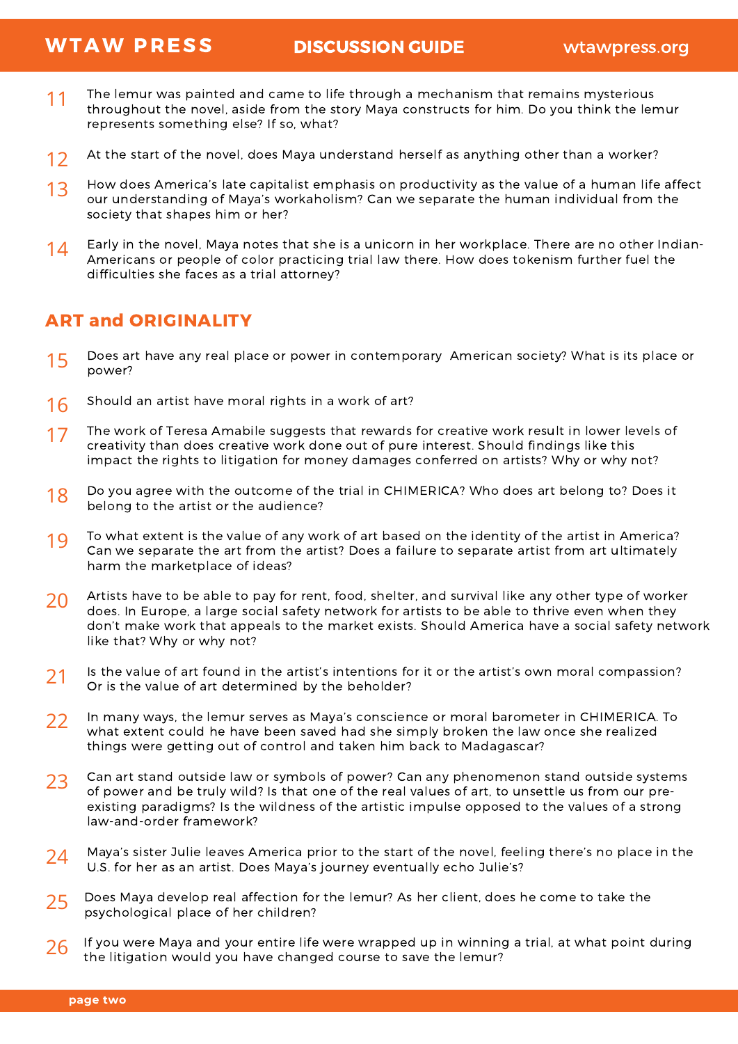11. The lemur was painted and came to life through a mechanism that remains mysterious throughout the novel, aside from the story Maya constructs for him. Do you think the lemur represents something else? If so, what?

12. At the start of the novel, does Maya understand herself as anything other than a worker?

13. How does America's late capitalist emphasis on productivity as the value of a human life affect our understanding of Maya's workaholism? Can we separate the human individual from the society that shapes him or her?

14. Early in the novel, Maya notes that she is a unicorn in her workplace. There are no other Indian-Americans or people of color practicing trial law there. How does tokenism further fuel the difficulties she faces as a trial attorney?

## ART and ORIGINALITY

15. Does art have any real place or power in contemporary American society? What is its place or power?

16. Should an artist have moral rights in a work of art?

17. The work of Teresa Amabile suggests that rewards for creative work result in lower levels of creativity than does creative work done out of pure interest. Should findings like this impact the rights to litigation for money damages conferred on artists? Why or why not?

18. Do you agree with the outcome of the trial in CHIMERICA? Who does art belong to? Does it belong to the artist or the audience?

19. To what extent is the value of any work of art based on the identity of the artist in America? Can we separate the art from the artist? Does a failure to separate artist from art ultimately harm the marketplace of ideas?

20. Artists have to be able to pay for rent, food, shelter, and survival like any other type of worker does. In Europe, a large social safety network for artists to be able to thrive even when they don't make work that appeals to the market exists. Should America have a social safety network like that? Why or why not?

21. Is the value of art found in the artist's intentions for it or the artist's own moral compassion? Or is the value of art determined by the beholder?

22. In many ways, the lemur serves as Maya's conscience or moral barometer in CHIMERICA. To what extent could he have been saved had she simply broken the law once she realized things were getting out of control and taken him back to Madagascar?

23. Can art stand outside law or symbols of power? Can any phenomenon stand outside systems of power and be truly wild? Is that one of the real values of art, to unsettle us from our pre-existing paradigms? Is the wildness of the artistic impulse opposed to the values of a strong law-and-order framework?

24. Maya's sister Julie leaves America prior to the start of the novel, feeling there's no place in the U.S. for her as an artist. Does Maya's journey eventually echo Julie's?

25. Does Maya develop real affection for the lemur? As her client, does he come to take the psychological place of her children?

26. If you were Maya and your entire life were wrapped up in winning a trial, at what point during the litigation would you have changed course to save the lemur?